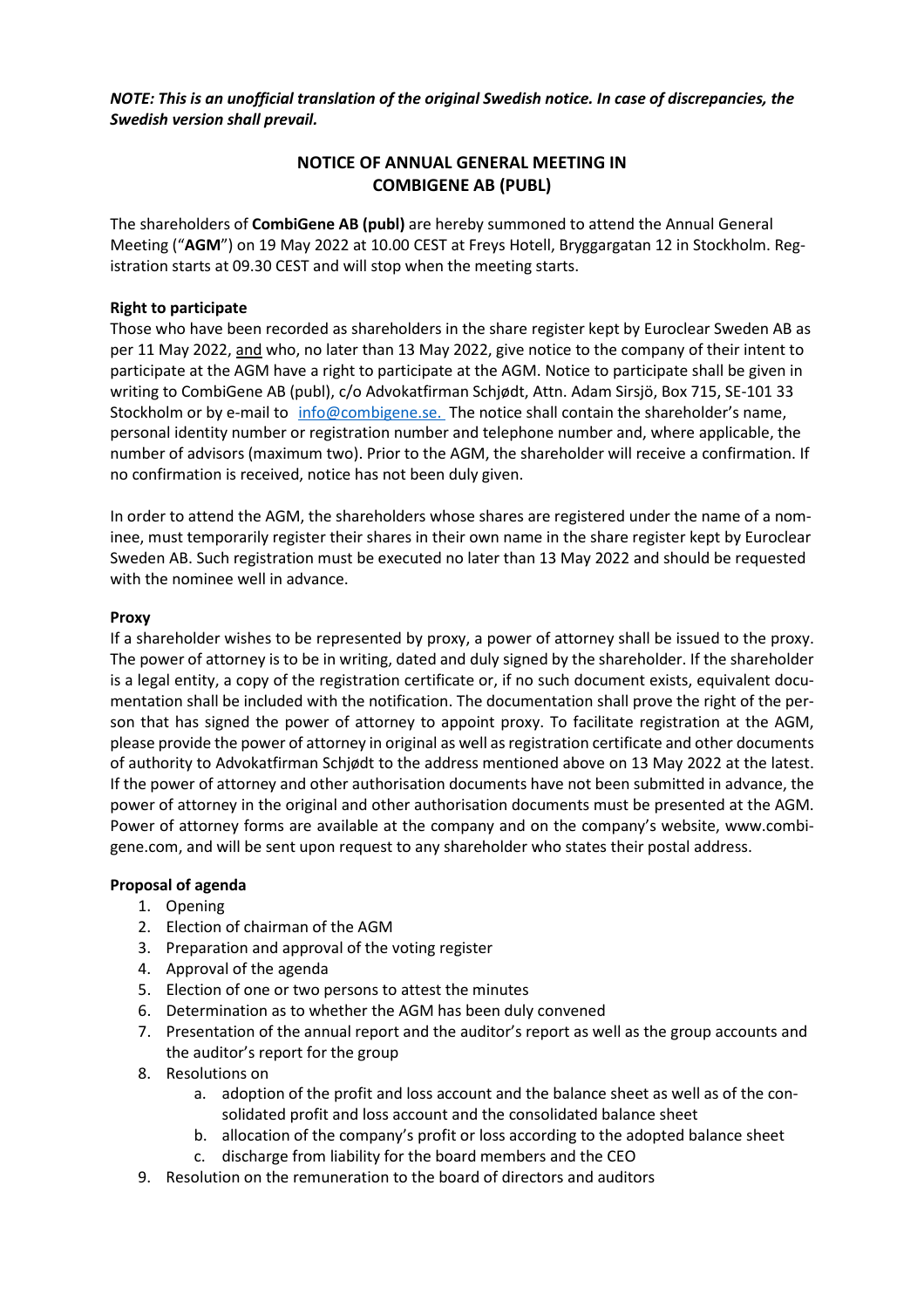***NOTE: This is an unofficial translation of the original Swedish notice. In case of discrepancies, the Swedish version shall prevail.***

# NOTICE OF ANNUAL GENERAL MEETING IN COMBIGENE AB (PUBL)

The shareholders of **CombiGene AB (publ)** are hereby summoned to attend the Annual General Meeting ("**AGM**") on 19 May 2022 at 10.00 CEST at Freys Hotell, Bryggargatan 12 in Stockholm. Registration starts at 09.30 CEST and will stop when the meeting starts.

**Right to participate**

Those who have been recorded as shareholders in the share register kept by Euroclear Sweden AB as per 11 May 2022, and who, no later than 13 May 2022, give notice to the company of their intent to participate at the AGM have a right to participate at the AGM. Notice to participate shall be given in writing to CombiGene AB (publ), c/o Advokatfirman Schjødt, Attn. Adam Sirsjö, Box 715, SE-101 33 Stockholm or by e-mail to info@combigene.se. The notice shall contain the shareholder's name, personal identity number or registration number and telephone number and, where applicable, the number of advisors (maximum two). Prior to the AGM, the shareholder will receive a confirmation. If no confirmation is received, notice has not been duly given.

In order to attend the AGM, the shareholders whose shares are registered under the name of a nominee, must temporarily register their shares in their own name in the share register kept by Euroclear Sweden AB. Such registration must be executed no later than 13 May 2022 and should be requested with the nominee well in advance.

**Proxy**

If a shareholder wishes to be represented by proxy, a power of attorney shall be issued to the proxy. The power of attorney is to be in writing, dated and duly signed by the shareholder. If the shareholder is a legal entity, a copy of the registration certificate or, if no such document exists, equivalent documentation shall be included with the notification. The documentation shall prove the right of the person that has signed the power of attorney to appoint proxy. To facilitate registration at the AGM, please provide the power of attorney in original as well as registration certificate and other documents of authority to Advokatfirman Schjødt to the address mentioned above on 13 May 2022 at the latest. If the power of attorney and other authorisation documents have not been submitted in advance, the power of attorney in the original and other authorisation documents must be presented at the AGM. Power of attorney forms are available at the company and on the company's website, www.combigene.com, and will be sent upon request to any shareholder who states their postal address.

**Proposal of agenda**

1. Opening
2. Election of chairman of the AGM
3. Preparation and approval of the voting register
4. Approval of the agenda
5. Election of one or two persons to attest the minutes
6. Determination as to whether the AGM has been duly convened
7. Presentation of the annual report and the auditor's report as well as the group accounts and the auditor's report for the group
8. Resolutions on
    a. adoption of the profit and loss account and the balance sheet as well as of the consolidated profit and loss account and the consolidated balance sheet
    b. allocation of the company's profit or loss according to the adopted balance sheet
    c. discharge from liability for the board members and the CEO
9. Resolution on the remuneration to the board of directors and auditors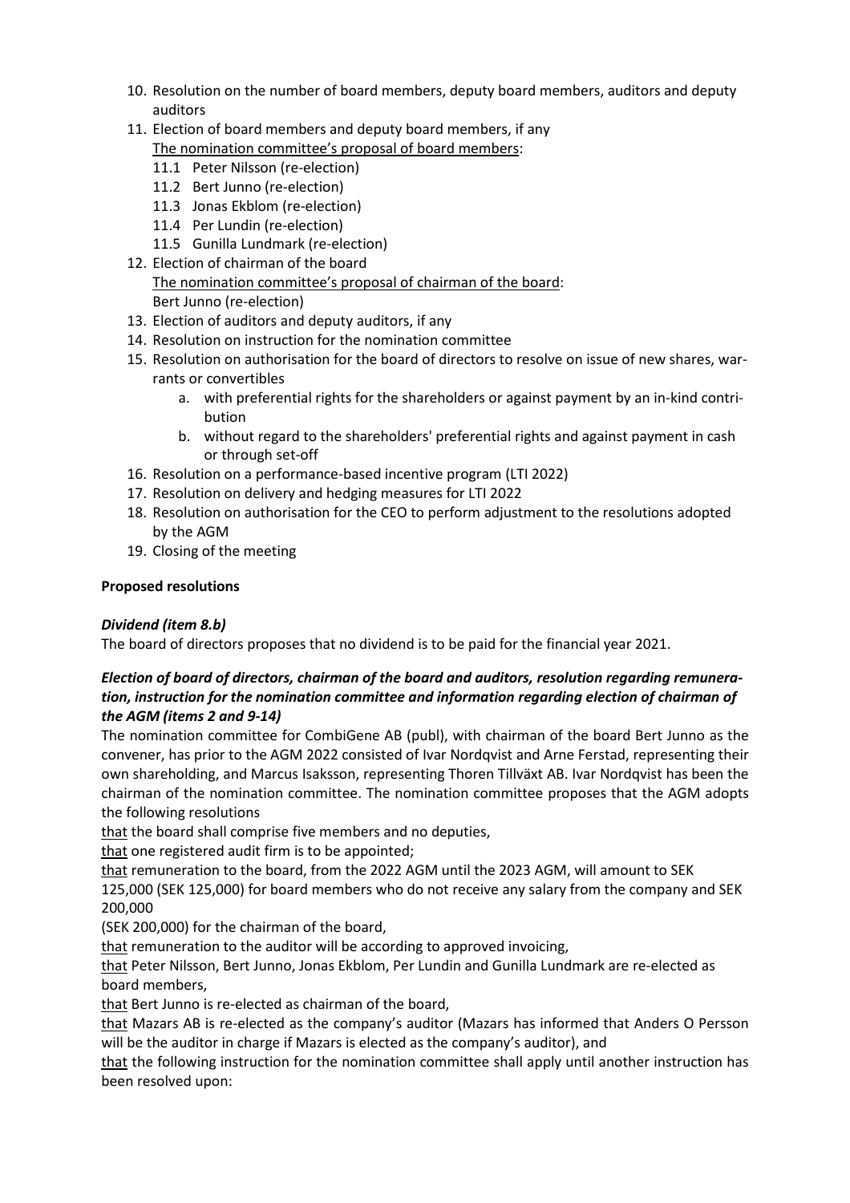10. Resolution on the number of board members, deputy board members, auditors and deputy auditors
11. Election of board members and deputy board members, if any
    The nomination committee's proposal of board members:
    11.1 Peter Nilsson (re-election)
    11.2 Bert Junno (re-election)
    11.3 Jonas Ekblom (re-election)
    11.4 Per Lundin (re-election)
    11.5 Gunilla Lundmark (re-election)
12. Election of chairman of the board
    The nomination committee's proposal of chairman of the board:
    Bert Junno (re-election)
13. Election of auditors and deputy auditors, if any
14. Resolution on instruction for the nomination committee
15. Resolution on authorisation for the board of directors to resolve on issue of new shares, warrants or convertibles
    a. with preferential rights for the shareholders or against payment by an in-kind contribution
    b. without regard to the shareholders' preferential rights and against payment in cash or through set-off
16. Resolution on a performance-based incentive program (LTI 2022)
17. Resolution on delivery and hedging measures for LTI 2022
18. Resolution on authorisation for the CEO to perform adjustment to the resolutions adopted by the AGM
19. Closing of the meeting

**Proposed resolutions**

***Dividend (item 8.b)***

The board of directors proposes that no dividend is to be paid for the financial year 2021.

***Election of board of directors, chairman of the board and auditors, resolution regarding remuneration, instruction for the nomination committee and information regarding election of chairman of the AGM (items 2 and 9-14)***

The nomination committee for CombiGene AB (publ), with chairman of the board Bert Junno as the convener, has prior to the AGM 2022 consisted of Ivar Nordqvist and Arne Ferstad, representing their own shareholding, and Marcus Isaksson, representing Thoren Tillväxt AB. Ivar Nordqvist has been the chairman of the nomination committee. The nomination committee proposes that the AGM adopts the following resolutions

that the board shall comprise five members and no deputies,

that one registered audit firm is to be appointed;

that remuneration to the board, from the 2022 AGM until the 2023 AGM, will amount to SEK 125,000 (SEK 125,000) for board members who do not receive any salary from the company and SEK 200,000 (SEK 200,000) for the chairman of the board,

that remuneration to the auditor will be according to approved invoicing,

that Peter Nilsson, Bert Junno, Jonas Ekblom, Per Lundin and Gunilla Lundmark are re-elected as board members,

that Bert Junno is re-elected as chairman of the board,

that Mazars AB is re-elected as the company's auditor (Mazars has informed that Anders O Persson will be the auditor in charge if Mazars is elected as the company's auditor), and

that the following instruction for the nomination committee shall apply until another instruction has been resolved upon: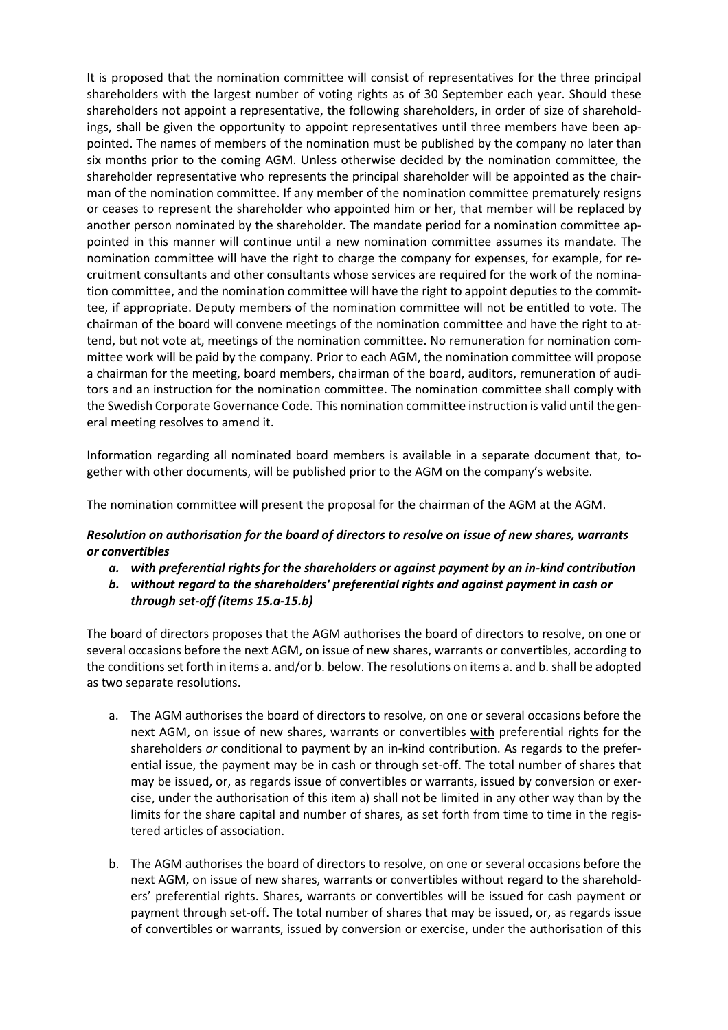It is proposed that the nomination committee will consist of representatives for the three principal shareholders with the largest number of voting rights as of 30 September each year. Should these shareholders not appoint a representative, the following shareholders, in order of size of shareholdings, shall be given the opportunity to appoint representatives until three members have been appointed. The names of members of the nomination must be published by the company no later than six months prior to the coming AGM. Unless otherwise decided by the nomination committee, the shareholder representative who represents the principal shareholder will be appointed as the chairman of the nomination committee. If any member of the nomination committee prematurely resigns or ceases to represent the shareholder who appointed him or her, that member will be replaced by another person nominated by the shareholder. The mandate period for a nomination committee appointed in this manner will continue until a new nomination committee assumes its mandate. The nomination committee will have the right to charge the company for expenses, for example, for recruitment consultants and other consultants whose services are required for the work of the nomination committee, and the nomination committee will have the right to appoint deputies to the committee, if appropriate. Deputy members of the nomination committee will not be entitled to vote. The chairman of the board will convene meetings of the nomination committee and have the right to attend, but not vote at, meetings of the nomination committee. No remuneration for nomination committee work will be paid by the company. Prior to each AGM, the nomination committee will propose a chairman for the meeting, board members, chairman of the board, auditors, remuneration of auditors and an instruction for the nomination committee. The nomination committee shall comply with the Swedish Corporate Governance Code. This nomination committee instruction is valid until the general meeting resolves to amend it.

Information regarding all nominated board members is available in a separate document that, together with other documents, will be published prior to the AGM on the company's website.

The nomination committee will present the proposal for the chairman of the AGM at the AGM.

***Resolution on authorisation for the board of directors to resolve on issue of new shares, warrants or convertibles***

***a. with preferential rights for the shareholders or against payment by an in-kind contribution***

***b. without regard to the shareholders' preferential rights and against payment in cash or through set-off (items 15.a-15.b)***

The board of directors proposes that the AGM authorises the board of directors to resolve, on one or several occasions before the next AGM, on issue of new shares, warrants or convertibles, according to the conditions set forth in items a. and/or b. below. The resolutions on items a. and b. shall be adopted as two separate resolutions.

a. The AGM authorises the board of directors to resolve, on one or several occasions before the next AGM, on issue of new shares, warrants or convertibles <u>with</u> preferential rights for the shareholders *<u>or</u>* conditional to payment by an in-kind contribution. As regards to the preferential issue, the payment may be in cash or through set-off. The total number of shares that may be issued, or, as regards issue of convertibles or warrants, issued by conversion or exercise, under the authorisation of this item a) shall not be limited in any other way than by the limits for the share capital and number of shares, as set forth from time to time in the registered articles of association.

b. The AGM authorises the board of directors to resolve, on one or several occasions before the next AGM, on issue of new shares, warrants or convertibles <u>without</u> regard to the shareholders' preferential rights. Shares, warrants or convertibles will be issued for cash payment or payment through set-off. The total number of shares that may be issued, or, as regards issue of convertibles or warrants, issued by conversion or exercise, under the authorisation of this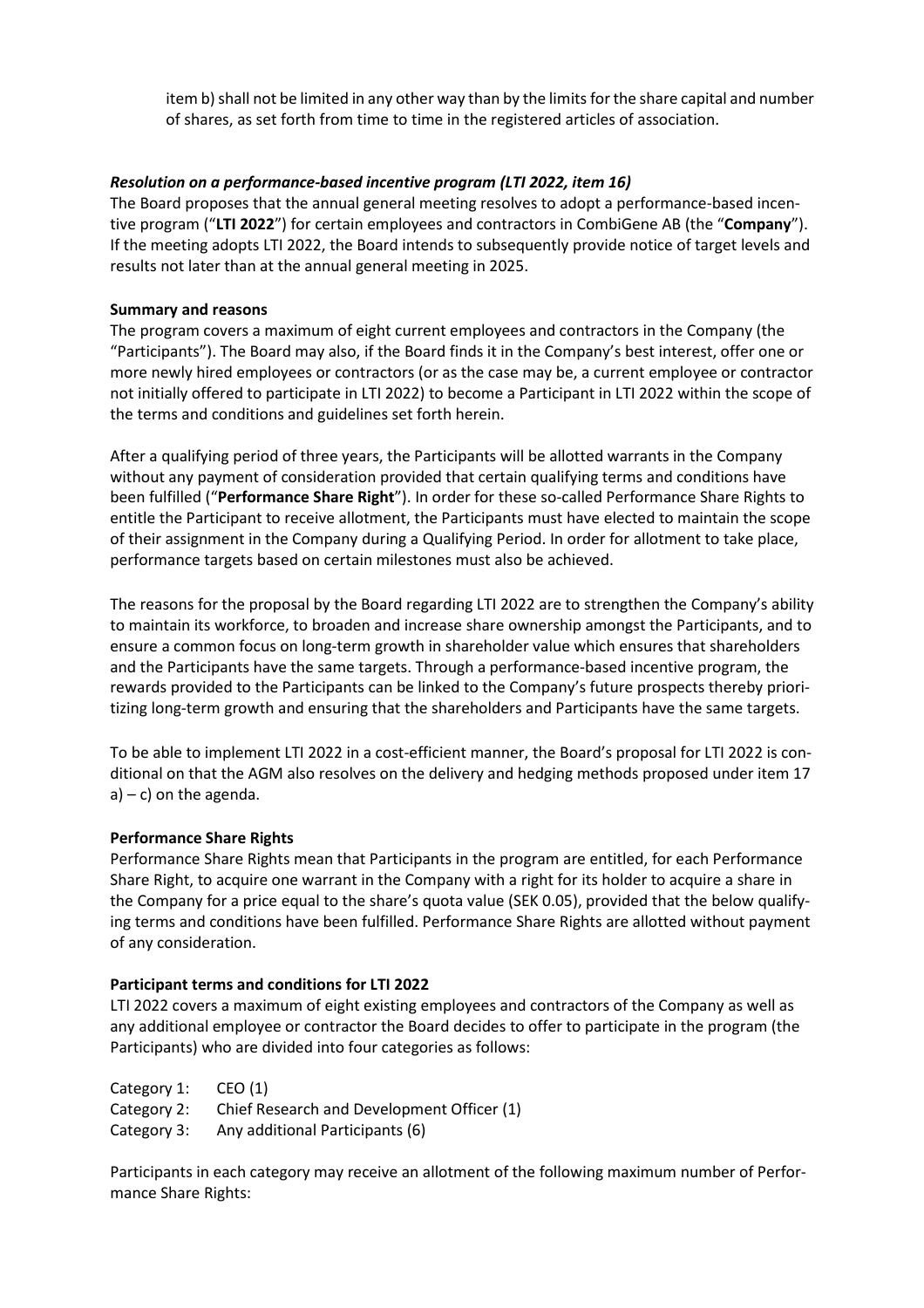item b) shall not be limited in any other way than by the limits for the share capital and number of shares, as set forth from time to time in the registered articles of association.

### *Resolution on a performance-based incentive program (LTI 2022, item 16)*

The Board proposes that the annual general meeting resolves to adopt a performance-based incentive program ("**LTI 2022**") for certain employees and contractors in CombiGene AB (the "**Company**"). If the meeting adopts LTI 2022, the Board intends to subsequently provide notice of target levels and results not later than at the annual general meeting in 2025.

**Summary and reasons**

The program covers a maximum of eight current employees and contractors in the Company (the "Participants"). The Board may also, if the Board finds it in the Company's best interest, offer one or more newly hired employees or contractors (or as the case may be, a current employee or contractor not initially offered to participate in LTI 2022) to become a Participant in LTI 2022 within the scope of the terms and conditions and guidelines set forth herein.

After a qualifying period of three years, the Participants will be allotted warrants in the Company without any payment of consideration provided that certain qualifying terms and conditions have been fulfilled ("**Performance Share Right**"). In order for these so-called Performance Share Rights to entitle the Participant to receive allotment, the Participants must have elected to maintain the scope of their assignment in the Company during a Qualifying Period. In order for allotment to take place, performance targets based on certain milestones must also be achieved.

The reasons for the proposal by the Board regarding LTI 2022 are to strengthen the Company's ability to maintain its workforce, to broaden and increase share ownership amongst the Participants, and to ensure a common focus on long-term growth in shareholder value which ensures that shareholders and the Participants have the same targets. Through a performance-based incentive program, the rewards provided to the Participants can be linked to the Company's future prospects thereby prioritizing long-term growth and ensuring that the shareholders and Participants have the same targets.

To be able to implement LTI 2022 in a cost-efficient manner, the Board's proposal for LTI 2022 is conditional on that the AGM also resolves on the delivery and hedging methods proposed under item 17 a) – c) on the agenda.

**Performance Share Rights**

Performance Share Rights mean that Participants in the program are entitled, for each Performance Share Right, to acquire one warrant in the Company with a right for its holder to acquire a share in the Company for a price equal to the share's quota value (SEK 0.05), provided that the below qualifying terms and conditions have been fulfilled. Performance Share Rights are allotted without payment of any consideration.

**Participant terms and conditions for LTI 2022**

LTI 2022 covers a maximum of eight existing employees and contractors of the Company as well as any additional employee or contractor the Board decides to offer to participate in the program (the Participants) who are divided into four categories as follows:

Category 1: CEO (1)
Category 2: Chief Research and Development Officer (1)
Category 3: Any additional Participants (6)

Participants in each category may receive an allotment of the following maximum number of Performance Share Rights: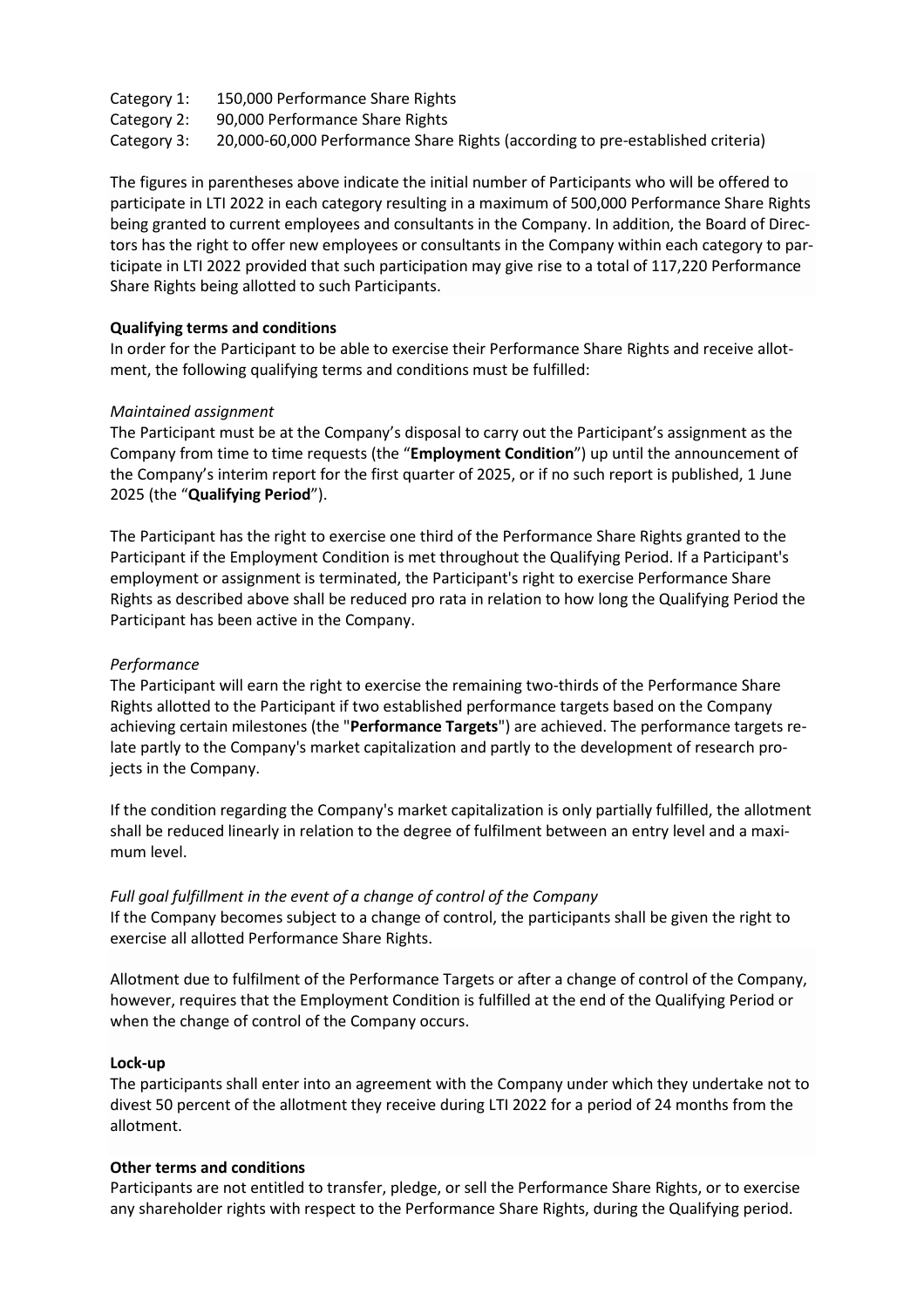Category 1: 150,000 Performance Share Rights  
Category 2: 90,000 Performance Share Rights  
Category 3: 20,000-60,000 Performance Share Rights (according to pre-established criteria)

The figures in parentheses above indicate the initial number of Participants who will be offered to participate in LTI 2022 in each category resulting in a maximum of 500,000 Performance Share Rights being granted to current employees and consultants in the Company. In addition, the Board of Directors has the right to offer new employees or consultants in the Company within each category to participate in LTI 2022 provided that such participation may give rise to a total of 117,220 Performance Share Rights being allotted to such Participants.

**Qualifying terms and conditions**

In order for the Participant to be able to exercise their Performance Share Rights and receive allotment, the following qualifying terms and conditions must be fulfilled:

*Maintained assignment*

The Participant must be at the Company's disposal to carry out the Participant's assignment as the Company from time to time requests (the "**Employment Condition**") up until the announcement of the Company's interim report for the first quarter of 2025, or if no such report is published, 1 June 2025 (the "**Qualifying Period**").

The Participant has the right to exercise one third of the Performance Share Rights granted to the Participant if the Employment Condition is met throughout the Qualifying Period. If a Participant's employment or assignment is terminated, the Participant's right to exercise Performance Share Rights as described above shall be reduced pro rata in relation to how long the Qualifying Period the Participant has been active in the Company.

*Performance*

The Participant will earn the right to exercise the remaining two-thirds of the Performance Share Rights allotted to the Participant if two established performance targets based on the Company achieving certain milestones (the "**Performance Targets**") are achieved. The performance targets relate partly to the Company's market capitalization and partly to the development of research projects in the Company.

If the condition regarding the Company's market capitalization is only partially fulfilled, the allotment shall be reduced linearly in relation to the degree of fulfilment between an entry level and a maximum level.

*Full goal fulfillment in the event of a change of control of the Company*

If the Company becomes subject to a change of control, the participants shall be given the right to exercise all allotted Performance Share Rights.

Allotment due to fulfilment of the Performance Targets or after a change of control of the Company, however, requires that the Employment Condition is fulfilled at the end of the Qualifying Period or when the change of control of the Company occurs.

**Lock-up**

The participants shall enter into an agreement with the Company under which they undertake not to divest 50 percent of the allotment they receive during LTI 2022 for a period of 24 months from the allotment.

**Other terms and conditions**

Participants are not entitled to transfer, pledge, or sell the Performance Share Rights, or to exercise any shareholder rights with respect to the Performance Share Rights, during the Qualifying period.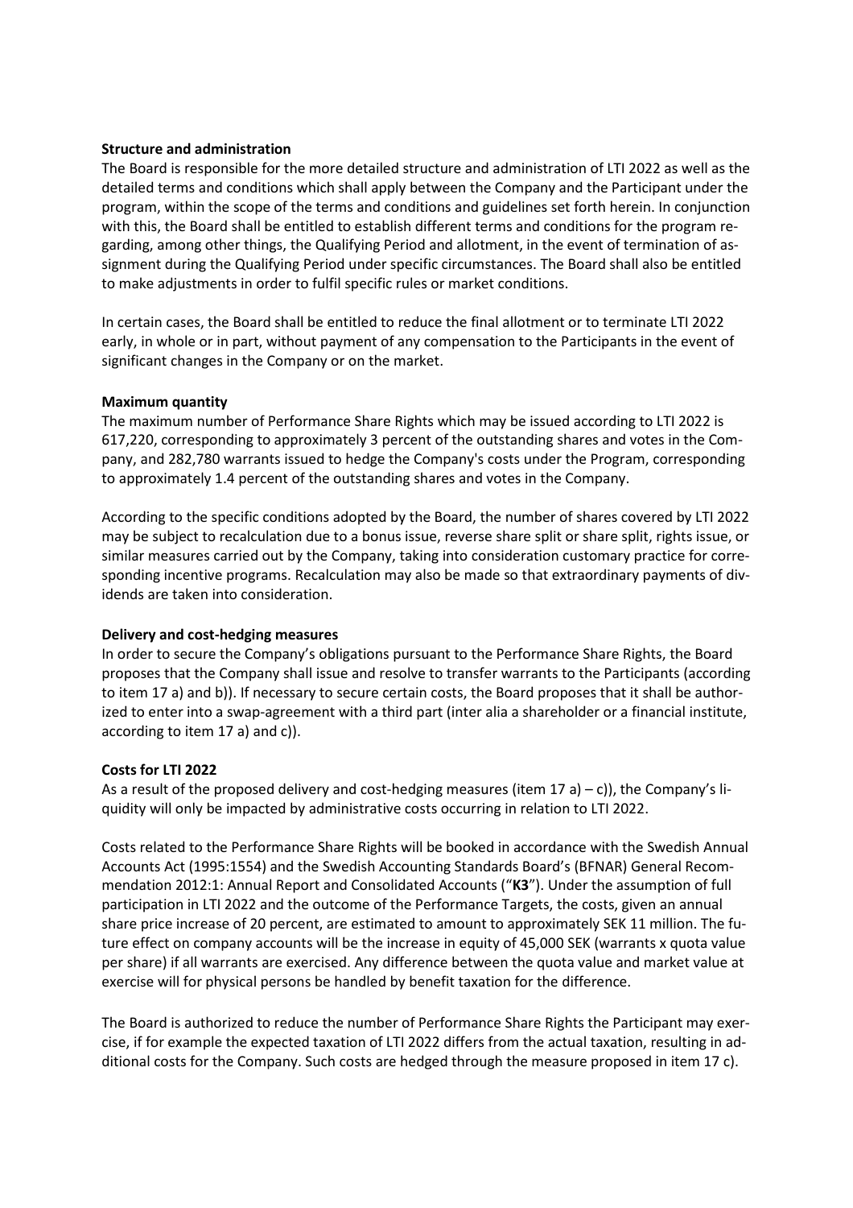**Structure and administration**

The Board is responsible for the more detailed structure and administration of LTI 2022 as well as the detailed terms and conditions which shall apply between the Company and the Participant under the program, within the scope of the terms and conditions and guidelines set forth herein. In conjunction with this, the Board shall be entitled to establish different terms and conditions for the program regarding, among other things, the Qualifying Period and allotment, in the event of termination of assignment during the Qualifying Period under specific circumstances. The Board shall also be entitled to make adjustments in order to fulfil specific rules or market conditions.

In certain cases, the Board shall be entitled to reduce the final allotment or to terminate LTI 2022 early, in whole or in part, without payment of any compensation to the Participants in the event of significant changes in the Company or on the market.

**Maximum quantity**

The maximum number of Performance Share Rights which may be issued according to LTI 2022 is 617,220, corresponding to approximately 3 percent of the outstanding shares and votes in the Company, and 282,780 warrants issued to hedge the Company's costs under the Program, corresponding to approximately 1.4 percent of the outstanding shares and votes in the Company.

According to the specific conditions adopted by the Board, the number of shares covered by LTI 2022 may be subject to recalculation due to a bonus issue, reverse share split or share split, rights issue, or similar measures carried out by the Company, taking into consideration customary practice for corresponding incentive programs. Recalculation may also be made so that extraordinary payments of dividends are taken into consideration.

**Delivery and cost-hedging measures**

In order to secure the Company's obligations pursuant to the Performance Share Rights, the Board proposes that the Company shall issue and resolve to transfer warrants to the Participants (according to item 17 a) and b)). If necessary to secure certain costs, the Board proposes that it shall be authorized to enter into a swap-agreement with a third part (inter alia a shareholder or a financial institute, according to item 17 a) and c)).

**Costs for LTI 2022**

As a result of the proposed delivery and cost-hedging measures (item 17 a) – c)), the Company's liquidity will only be impacted by administrative costs occurring in relation to LTI 2022.

Costs related to the Performance Share Rights will be booked in accordance with the Swedish Annual Accounts Act (1995:1554) and the Swedish Accounting Standards Board's (BFNAR) General Recommendation 2012:1: Annual Report and Consolidated Accounts ("**K3**"). Under the assumption of full participation in LTI 2022 and the outcome of the Performance Targets, the costs, given an annual share price increase of 20 percent, are estimated to amount to approximately SEK 11 million. The future effect on company accounts will be the increase in equity of 45,000 SEK (warrants x quota value per share) if all warrants are exercised. Any difference between the quota value and market value at exercise will for physical persons be handled by benefit taxation for the difference.

The Board is authorized to reduce the number of Performance Share Rights the Participant may exercise, if for example the expected taxation of LTI 2022 differs from the actual taxation, resulting in additional costs for the Company. Such costs are hedged through the measure proposed in item 17 c).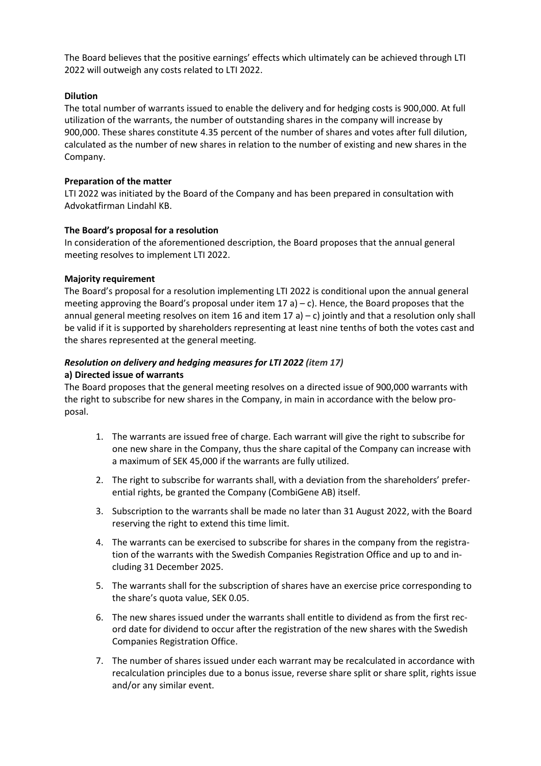The Board believes that the positive earnings' effects which ultimately can be achieved through LTI 2022 will outweigh any costs related to LTI 2022.

**Dilution**

The total number of warrants issued to enable the delivery and for hedging costs is 900,000. At full utilization of the warrants, the number of outstanding shares in the company will increase by 900,000. These shares constitute 4.35 percent of the number of shares and votes after full dilution, calculated as the number of new shares in relation to the number of existing and new shares in the Company.

**Preparation of the matter**

LTI 2022 was initiated by the Board of the Company and has been prepared in consultation with Advokatfirman Lindahl KB.

**The Board's proposal for a resolution**

In consideration of the aforementioned description, the Board proposes that the annual general meeting resolves to implement LTI 2022.

**Majority requirement**

The Board's proposal for a resolution implementing LTI 2022 is conditional upon the annual general meeting approving the Board's proposal under item 17 a) – c). Hence, the Board proposes that the annual general meeting resolves on item 16 and item 17 a) – c) jointly and that a resolution only shall be valid if it is supported by shareholders representing at least nine tenths of both the votes cast and the shares represented at the general meeting.

***Resolution on delivery and hedging measures for LTI 2022 (item 17)***

**a) Directed issue of warrants**

The Board proposes that the general meeting resolves on a directed issue of 900,000 warrants with the right to subscribe for new shares in the Company, in main in accordance with the below proposal.

1. The warrants are issued free of charge. Each warrant will give the right to subscribe for one new share in the Company, thus the share capital of the Company can increase with a maximum of SEK 45,000 if the warrants are fully utilized.
2. The right to subscribe for warrants shall, with a deviation from the shareholders' preferential rights, be granted the Company (CombiGene AB) itself.
3. Subscription to the warrants shall be made no later than 31 August 2022, with the Board reserving the right to extend this time limit.
4. The warrants can be exercised to subscribe for shares in the company from the registration of the warrants with the Swedish Companies Registration Office and up to and including 31 December 2025.
5. The warrants shall for the subscription of shares have an exercise price corresponding to the share's quota value, SEK 0.05.
6. The new shares issued under the warrants shall entitle to dividend as from the first record date for dividend to occur after the registration of the new shares with the Swedish Companies Registration Office.
7. The number of shares issued under each warrant may be recalculated in accordance with recalculation principles due to a bonus issue, reverse share split or share split, rights issue and/or any similar event.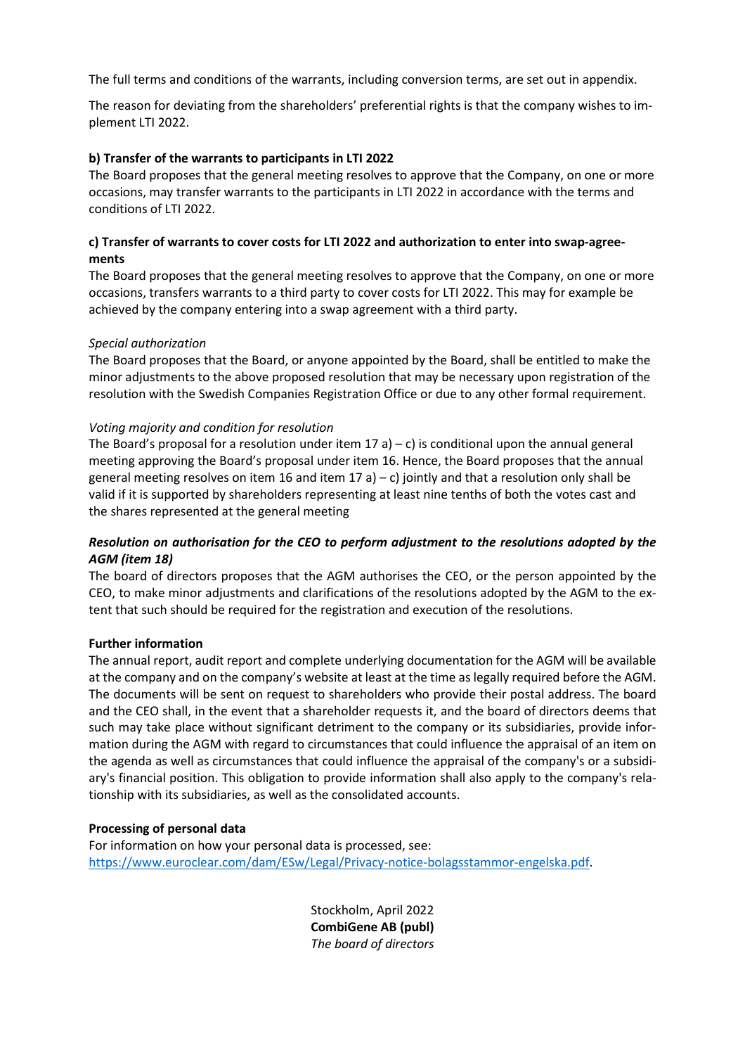The full terms and conditions of the warrants, including conversion terms, are set out in appendix.

The reason for deviating from the shareholders' preferential rights is that the company wishes to implement LTI 2022.

**b) Transfer of the warrants to participants in LTI 2022**

The Board proposes that the general meeting resolves to approve that the Company, on one or more occasions, may transfer warrants to the participants in LTI 2022 in accordance with the terms and conditions of LTI 2022.

**c) Transfer of warrants to cover costs for LTI 2022 and authorization to enter into swap-agreements**

The Board proposes that the general meeting resolves to approve that the Company, on one or more occasions, transfers warrants to a third party to cover costs for LTI 2022. This may for example be achieved by the company entering into a swap agreement with a third party.

*Special authorization*

The Board proposes that the Board, or anyone appointed by the Board, shall be entitled to make the minor adjustments to the above proposed resolution that may be necessary upon registration of the resolution with the Swedish Companies Registration Office or due to any other formal requirement.

*Voting majority and condition for resolution*

The Board's proposal for a resolution under item 17 a) – c) is conditional upon the annual general meeting approving the Board's proposal under item 16. Hence, the Board proposes that the annual general meeting resolves on item 16 and item 17 a) – c) jointly and that a resolution only shall be valid if it is supported by shareholders representing at least nine tenths of both the votes cast and the shares represented at the general meeting

***Resolution on authorisation for the CEO to perform adjustment to the resolutions adopted by the AGM (item 18)***

The board of directors proposes that the AGM authorises the CEO, or the person appointed by the CEO, to make minor adjustments and clarifications of the resolutions adopted by the AGM to the extent that such should be required for the registration and execution of the resolutions.

**Further information**

The annual report, audit report and complete underlying documentation for the AGM will be available at the company and on the company's website at least at the time as legally required before the AGM. The documents will be sent on request to shareholders who provide their postal address. The board and the CEO shall, in the event that a shareholder requests it, and the board of directors deems that such may take place without significant detriment to the company or its subsidiaries, provide information during the AGM with regard to circumstances that could influence the appraisal of an item on the agenda as well as circumstances that could influence the appraisal of the company's or a subsidiary's financial position. This obligation to provide information shall also apply to the company's relationship with its subsidiaries, as well as the consolidated accounts.

**Processing of personal data**

For information on how your personal data is processed, see:
https://www.euroclear.com/dam/ESw/Legal/Privacy-notice-bolagsstammor-engelska.pdf.

Stockholm, April 2022
**CombiGene AB (publ)**
*The board of directors*